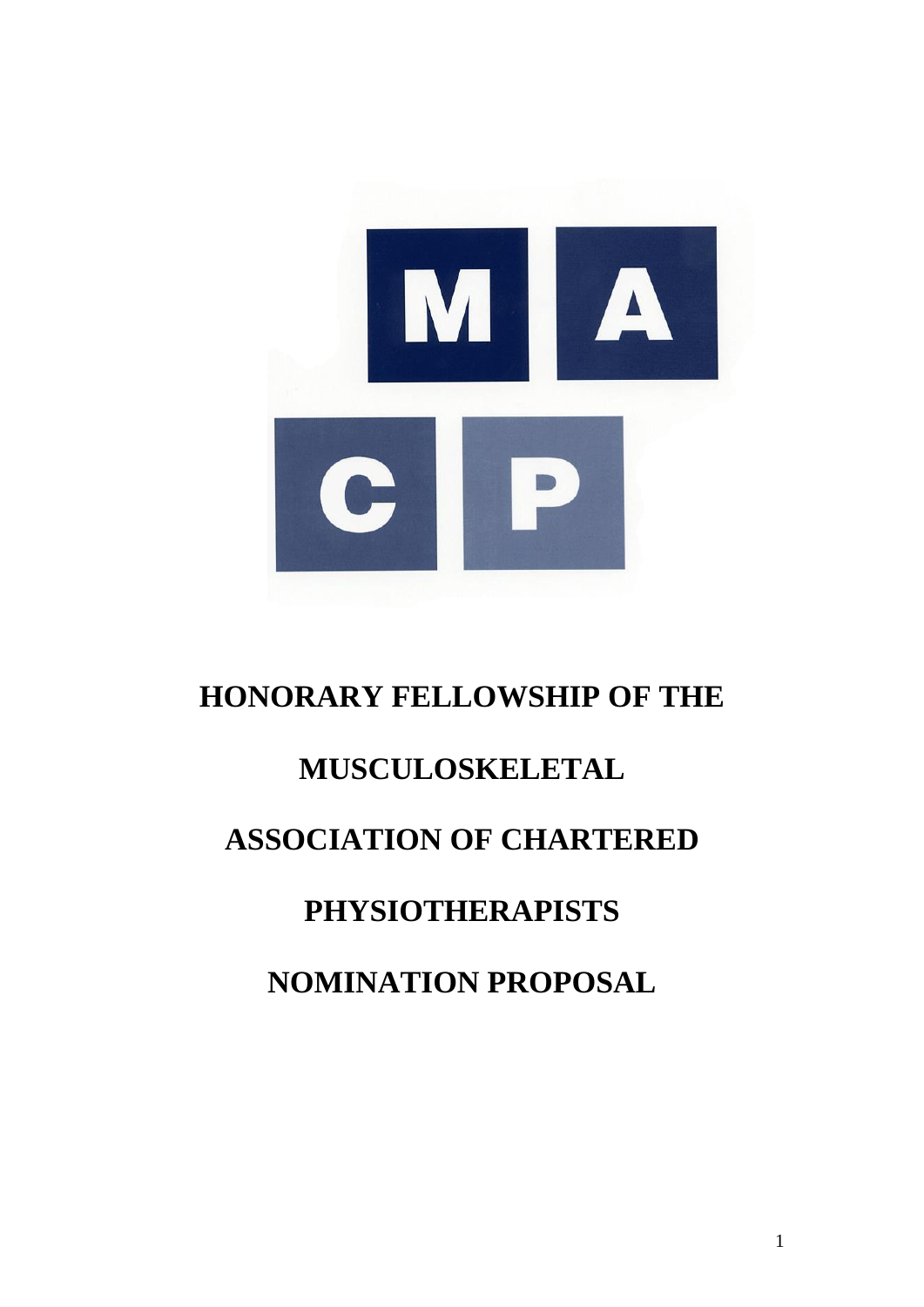# HONORARY FELLOWSHIP OF THE MUSCULOSKELETAL ASSOCIATION OF CHARTERED PHYSIOTHERAPISTS NOMINATION PROPOSAL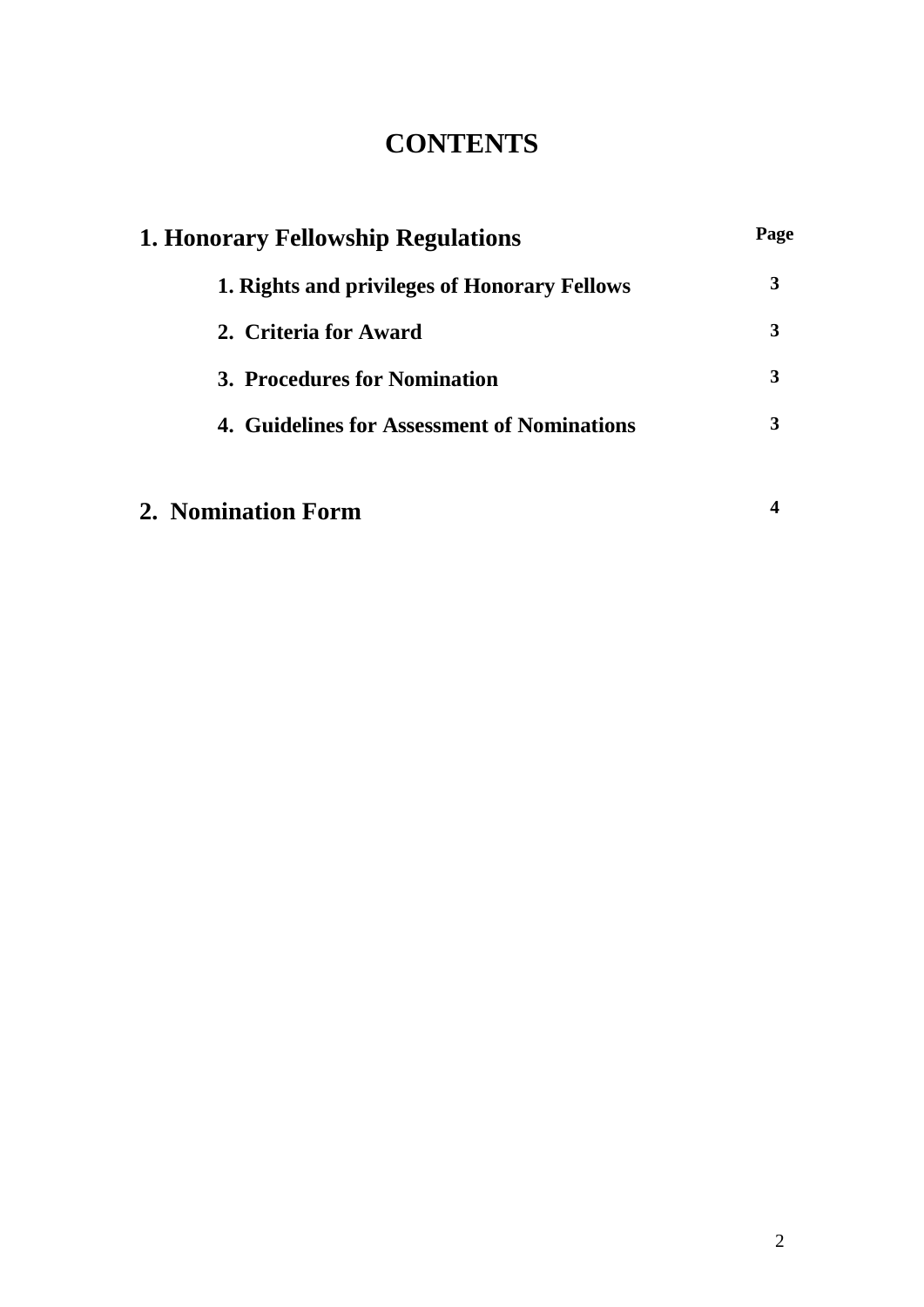# CONTENTS

| 1. Honorary Fellowship Regulations | Page |
| --- | --- |
| 1. Rights and privileges of Honorary Fellows | 3 |
| 2. Criteria for Award | 3 |
| 3. Procedures for Nomination | 3 |
| 4. Guidelines for Assessment of Nominations | 3 |
| **2. Nomination Form** | **4** |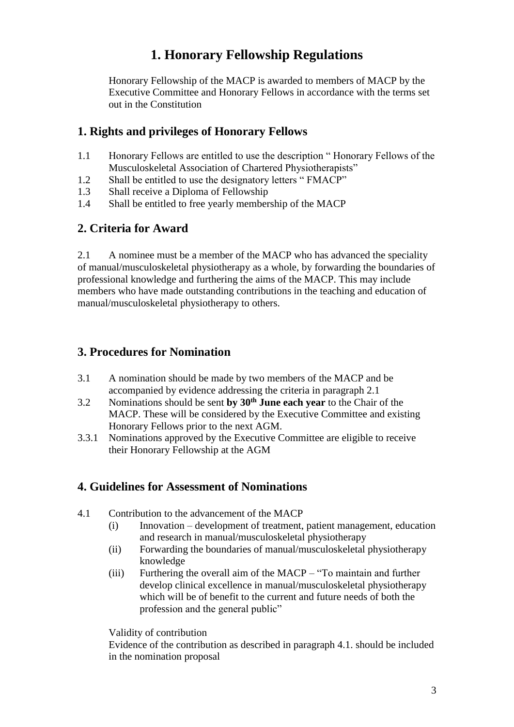# 1. Honorary Fellowship Regulations

Honorary Fellowship of the MACP is awarded to members of MACP by the Executive Committee and Honorary Fellows in accordance with the terms set out in the Constitution

## 1. Rights and privileges of Honorary Fellows

1.1 Honorary Fellows are entitled to use the description " Honorary Fellows of the Musculoskeletal Association of Chartered Physiotherapists"

1.2 Shall be entitled to use the designatory letters " FMACP"

1.3 Shall receive a Diploma of Fellowship

1.4 Shall be entitled to free yearly membership of the MACP

## 2. Criteria for Award

2.1 A nominee must be a member of the MACP who has advanced the speciality of manual/musculoskeletal physiotherapy as a whole, by forwarding the boundaries of professional knowledge and furthering the aims of the MACP. This may include members who have made outstanding contributions in the teaching and education of manual/musculoskeletal physiotherapy to others.

## 3. Procedures for Nomination

3.1 A nomination should be made by two members of the MACP and be accompanied by evidence addressing the criteria in paragraph 2.1

3.2 Nominations should be sent **by 30th June each year** to the Chair of the MACP. These will be considered by the Executive Committee and existing Honorary Fellows prior to the next AGM.

3.3.1 Nominations approved by the Executive Committee are eligible to receive their Honorary Fellowship at the AGM

## 4. Guidelines for Assessment of Nominations

4.1 Contribution to the advancement of the MACP

(i) Innovation – development of treatment, patient management, education and research in manual/musculoskeletal physiotherapy

(ii) Forwarding the boundaries of manual/musculoskeletal physiotherapy knowledge

(iii) Furthering the overall aim of the MACP – "To maintain and further develop clinical excellence in manual/musculoskeletal physiotherapy which will be of benefit to the current and future needs of both the profession and the general public"

Validity of contribution

Evidence of the contribution as described in paragraph 4.1. should be included in the nomination proposal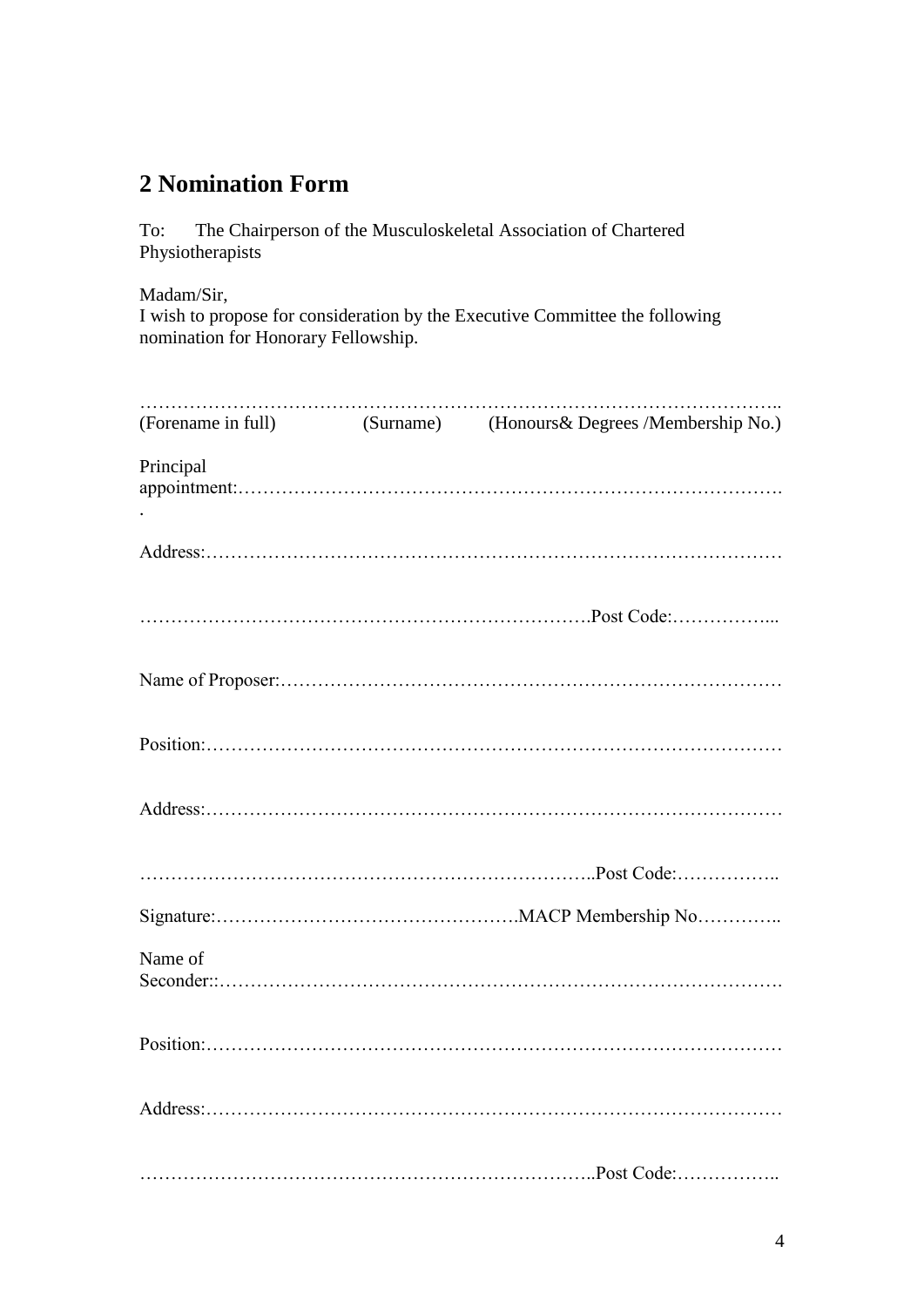## 2 Nomination Form

To: The Chairperson of the Musculoskeletal Association of Chartered Physiotherapists

Madam/Sir,
I wish to propose for consideration by the Executive Committee the following nomination for Honorary Fellowship.

…………………………………………………………………………………………..
(Forename in full) (Surname) (Honours& Degrees /Membership No.)

Principal appointment:…………………………………………………………………………….
.

Address:……………………………………………………………………………………

…………………………………………………………………Post Code:……………...

Name of Proposer:…………………………………………………………………………

Position:……………………………………………………………………………………

Address:……………………………………………………………………………………

………………………………………………………………..Post Code:……………..

Signature:…………………………………………MACP Membership No…………..

Name of Seconder::…………………………………………………………………………….

Position:……………………………………………………………………………………

Address:……………………………………………………………………………………

………………………………………………………………..Post Code:……………..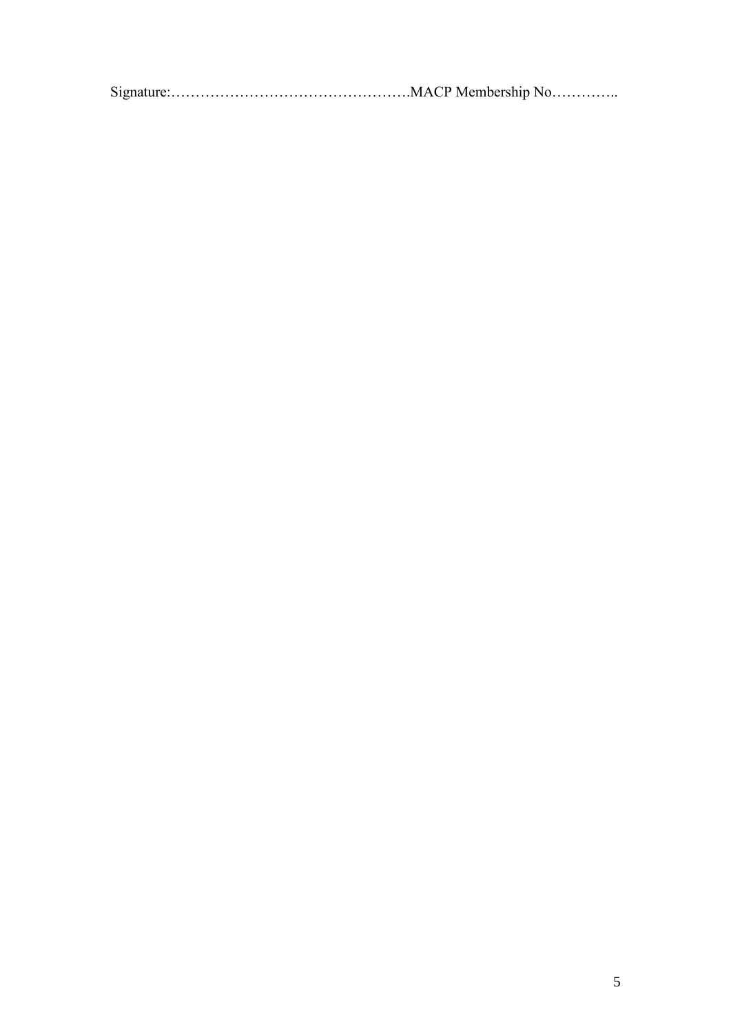Signature:………………………………………….MACP Membership No…………..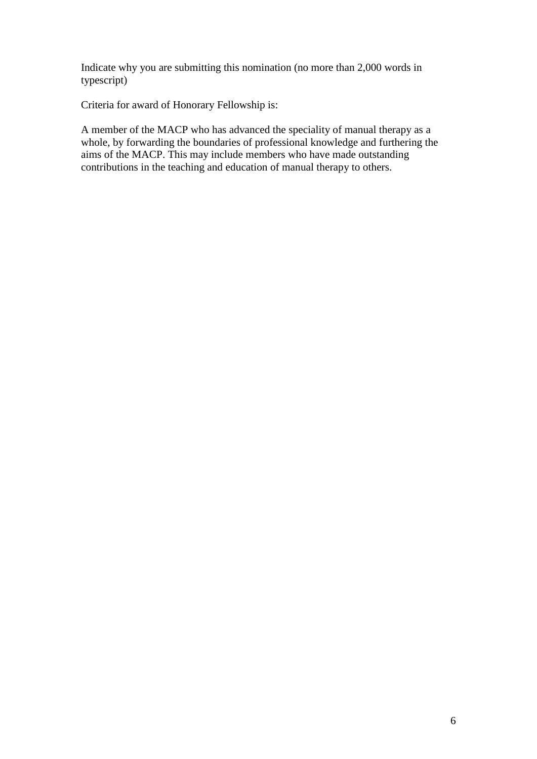Indicate why you are submitting this nomination (no more than 2,000 words in typescript)

Criteria for award of Honorary Fellowship is:

A member of the MACP who has advanced the speciality of manual therapy as a whole, by forwarding the boundaries of professional knowledge and furthering the aims of the MACP. This may include members who have made outstanding contributions in the teaching and education of manual therapy to others.